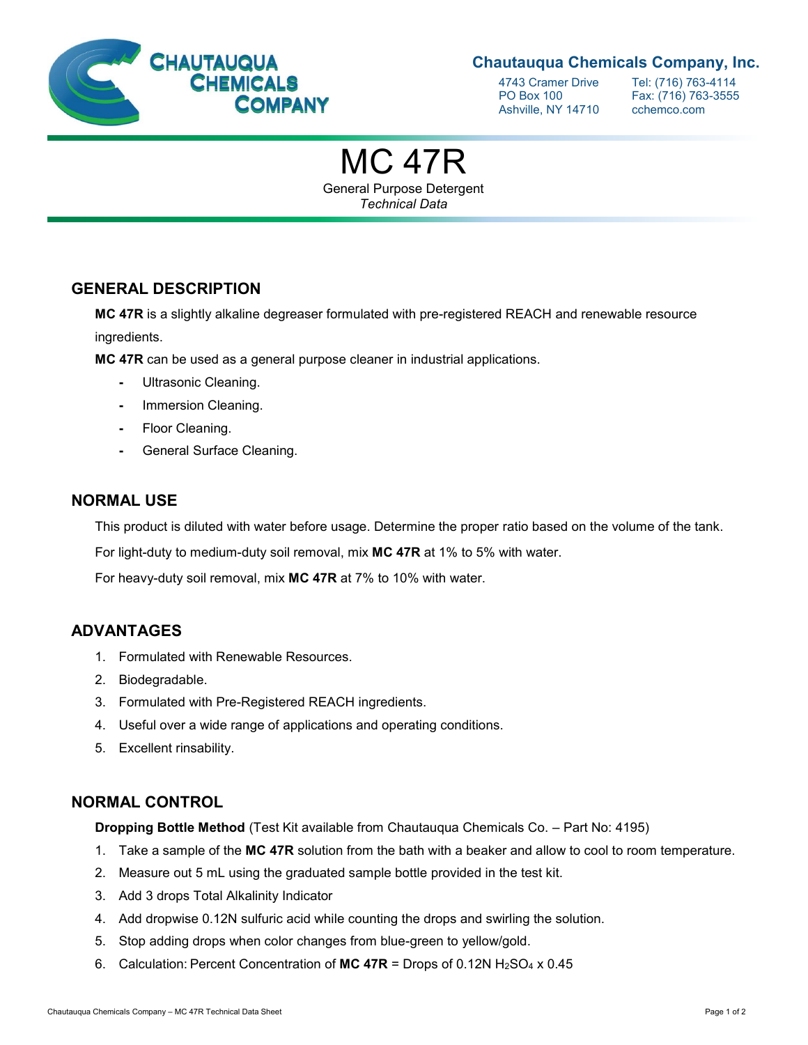**Chautauqua Chemicals Company, Inc.**

4743 Cramer Drive
PO Box 100
Ashville, NY 14710

Tel: (716) 763-4114
Fax: (716) 763-3555
cchemco.com

# MC 47R

General Purpose Detergent
*Technical Data*

## GENERAL DESCRIPTION

**MC 47R** is a slightly alkaline degreaser formulated with pre-registered REACH and renewable resource ingredients.

**MC 47R** can be used as a general purpose cleaner in industrial applications.

- Ultrasonic Cleaning.
- Immersion Cleaning.
- Floor Cleaning.
- General Surface Cleaning.

## NORMAL USE

This product is diluted with water before usage. Determine the proper ratio based on the volume of the tank.

For light-duty to medium-duty soil removal, mix **MC 47R** at 1% to 5% with water.

For heavy-duty soil removal, mix **MC 47R** at 7% to 10% with water.

## ADVANTAGES

1. Formulated with Renewable Resources.
2. Biodegradable.
3. Formulated with Pre-Registered REACH ingredients.
4. Useful over a wide range of applications and operating conditions.
5. Excellent rinsability.

## NORMAL CONTROL

**Dropping Bottle Method** (Test Kit available from Chautauqua Chemicals Co. – Part No: 4195)

1. Take a sample of the **MC 47R** solution from the bath with a beaker and allow to cool to room temperature.
2. Measure out 5 mL using the graduated sample bottle provided in the test kit.
3. Add 3 drops Total Alkalinity Indicator
4. Add dropwise 0.12N sulfuric acid while counting the drops and swirling the solution.
5. Stop adding drops when color changes from blue-green to yellow/gold.
6. Calculation: Percent Concentration of **MC 47R** = Drops of 0.12N $H_2SO_4$ x 0.45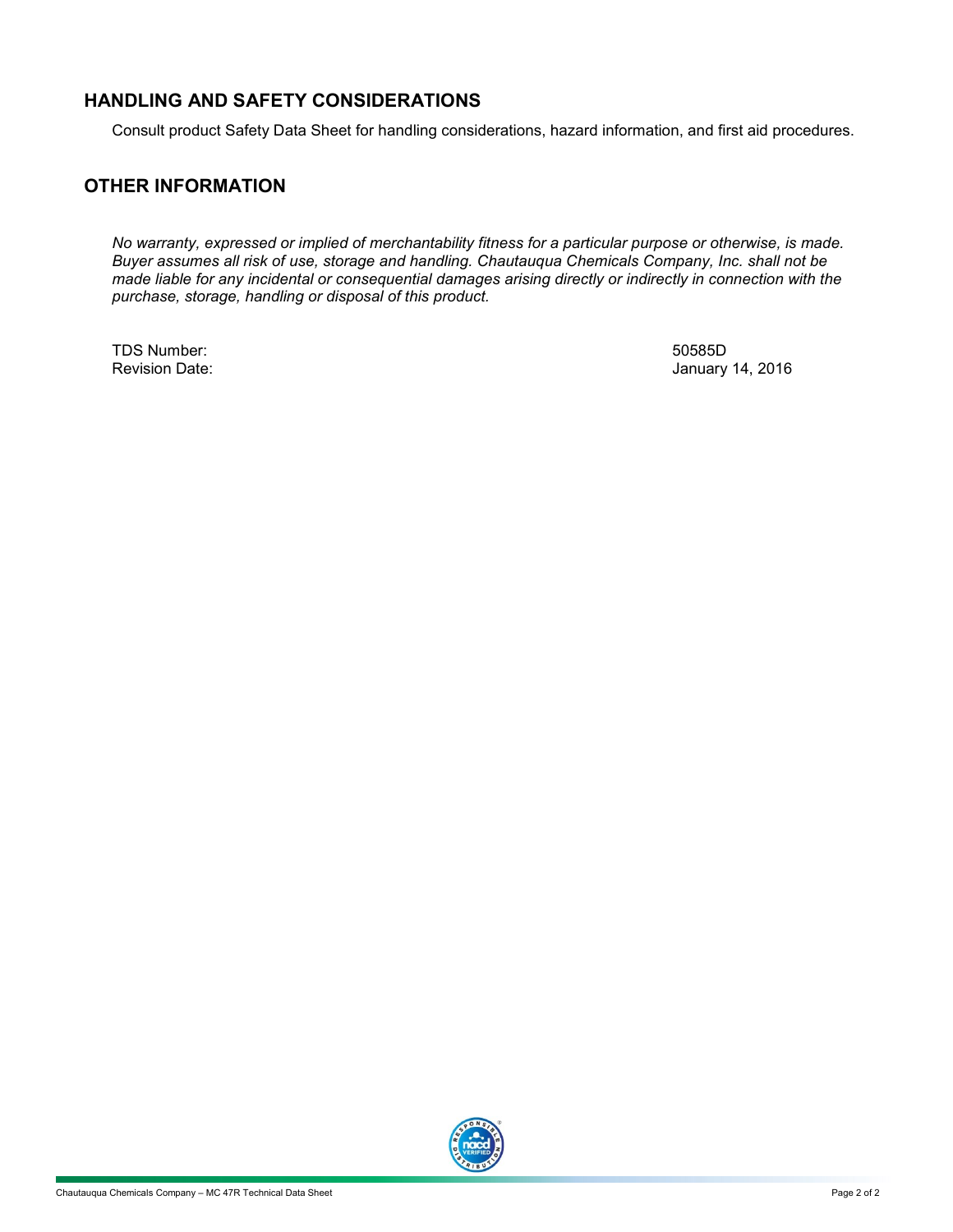## HANDLING AND SAFETY CONSIDERATIONS

Consult product Safety Data Sheet for handling considerations, hazard information, and first aid procedures.

## OTHER INFORMATION

*No warranty, expressed or implied of merchantability fitness for a particular purpose or otherwise, is made. Buyer assumes all risk of use, storage and handling. Chautauqua Chemicals Company, Inc. shall not be made liable for any incidental or consequential damages arising directly or indirectly in connection with the purchase, storage, handling or disposal of this product.*

| | |
|---|---|
| TDS Number: | 50585D |
| Revision Date: | January 14, 2016 |